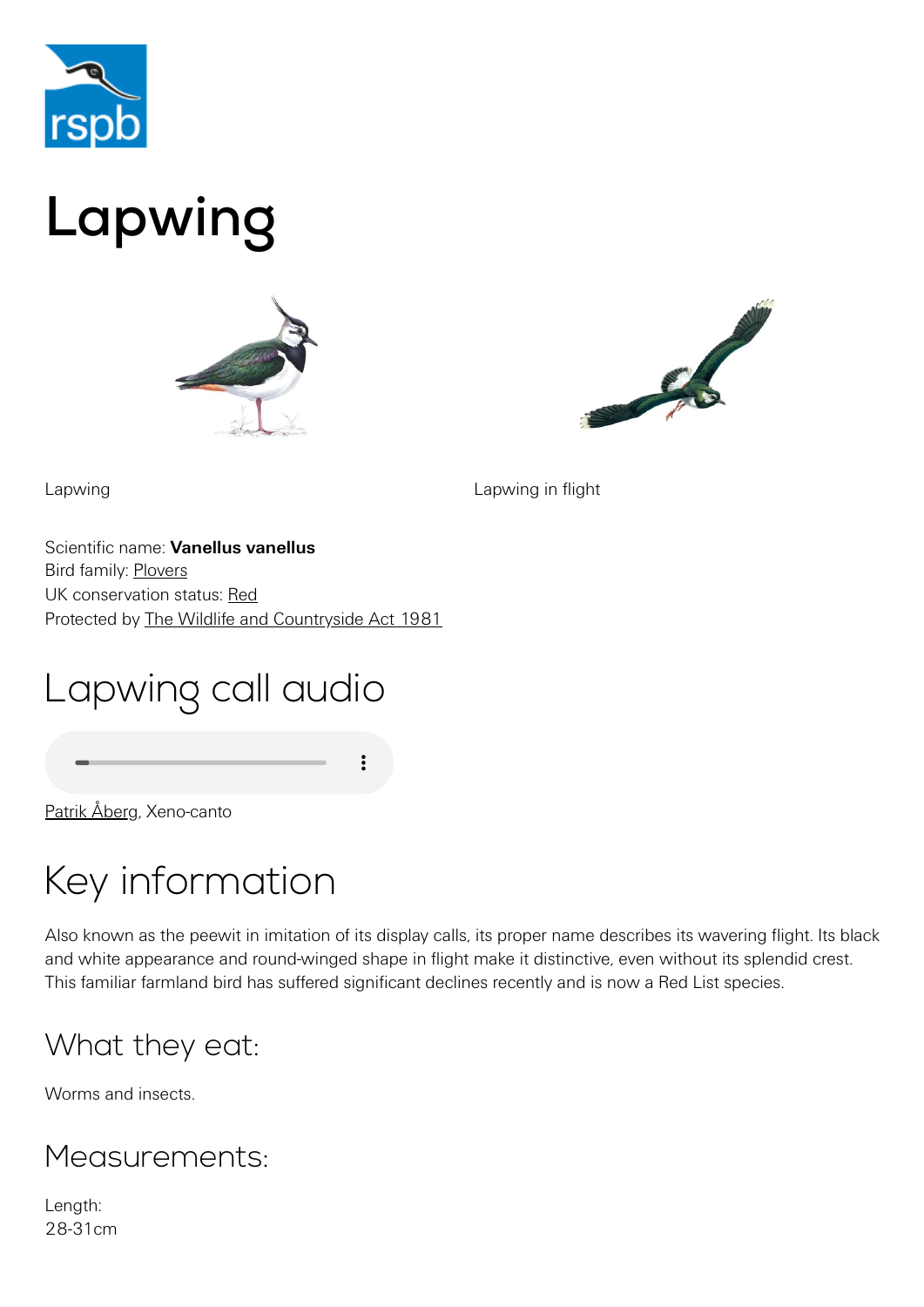# Lapwing

Lapwing

Lapwing in flight

Scientific name: **Vanellus vanellus**
Bird family: Plovers
UK conservation status: Red
Protected by The Wildlife and Countryside Act 1981

## Lapwing call audio

Patrik Åberg, Xeno-canto

## Key information

Also known as the peewit in imitation of its display calls, its proper name describes its wavering flight. Its black and white appearance and round-winged shape in flight make it distinctive, even without its splendid crest. This familiar farmland bird has suffered significant declines recently and is now a Red List species.

### What they eat:

Worms and insects.

### Measurements:

Length:
28-31cm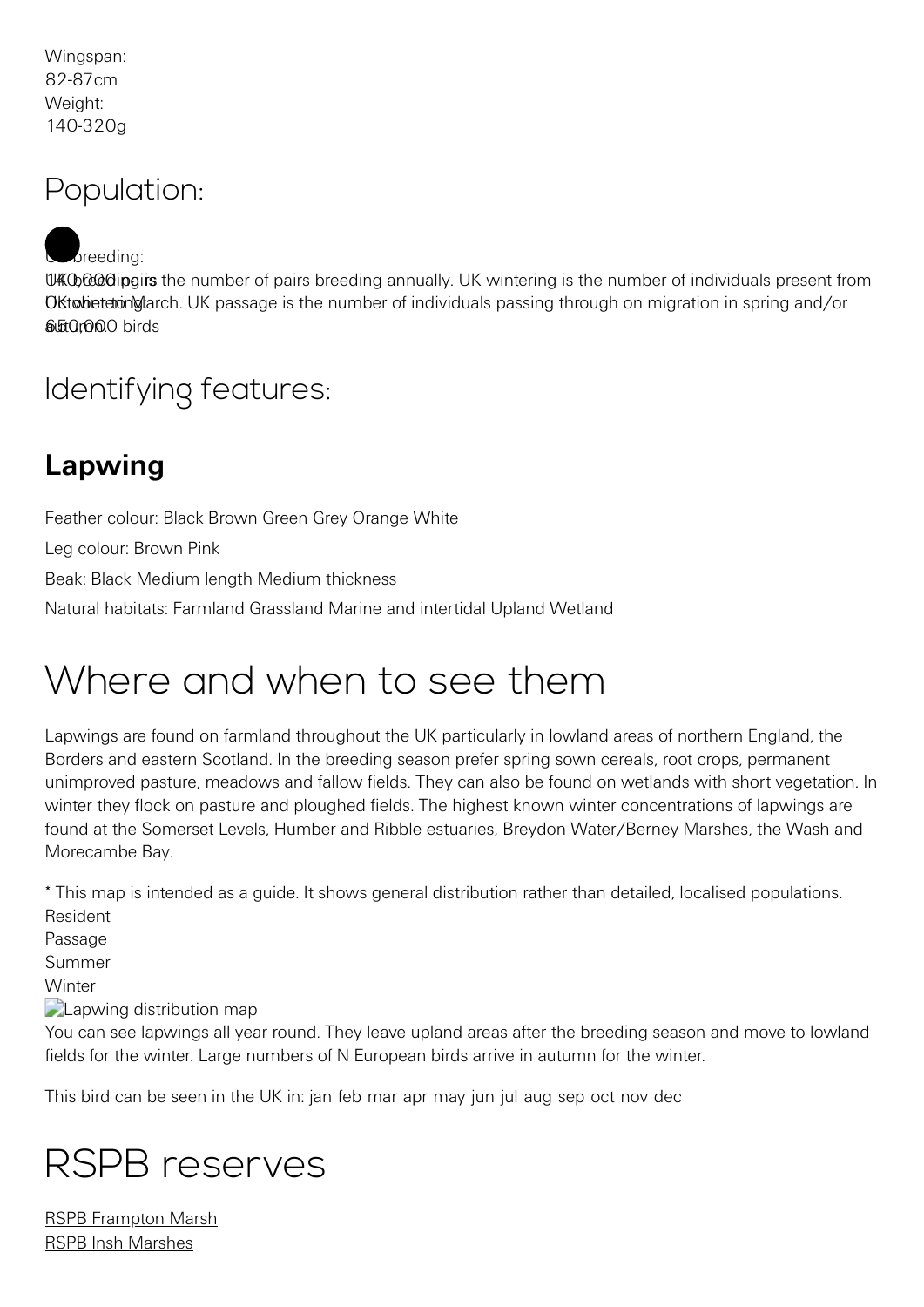Wingspan:
82-87cm
Weight:
140-320g

## Population:

UK breeding:
140,000 pairs
UK wintering:
650,000 birds

UK breeding is the number of pairs breeding annually. UK wintering is the number of individuals present from October to March. UK passage is the number of individuals passing through on migration in spring and/or autumn.

## Identifying features:

### Lapwing

Feather colour: Black Brown Green Grey Orange White

Leg colour: Brown Pink

Beak: Black Medium length Medium thickness

Natural habitats: Farmland Grassland Marine and intertidal Upland Wetland

# Where and when to see them

Lapwings are found on farmland throughout the UK particularly in lowland areas of northern England, the Borders and eastern Scotland. In the breeding season prefer spring sown cereals, root crops, permanent unimproved pasture, meadows and fallow fields. They can also be found on wetlands with short vegetation. In winter they flock on pasture and ploughed fields. The highest known winter concentrations of lapwings are found at the Somerset Levels, Humber and Ribble estuaries, Breydon Water/Berney Marshes, the Wash and Morecambe Bay.

* This map is intended as a guide. It shows general distribution rather than detailed, localised populations.
Resident
Passage
Summer
Winter
Lapwing distribution map
You can see lapwings all year round. They leave upland areas after the breeding season and move to lowland fields for the winter. Large numbers of N European birds arrive in autumn for the winter.

This bird can be seen in the UK in: jan feb mar apr may jun jul aug sep oct nov dec

# RSPB reserves

RSPB Frampton Marsh
RSPB Insh Marshes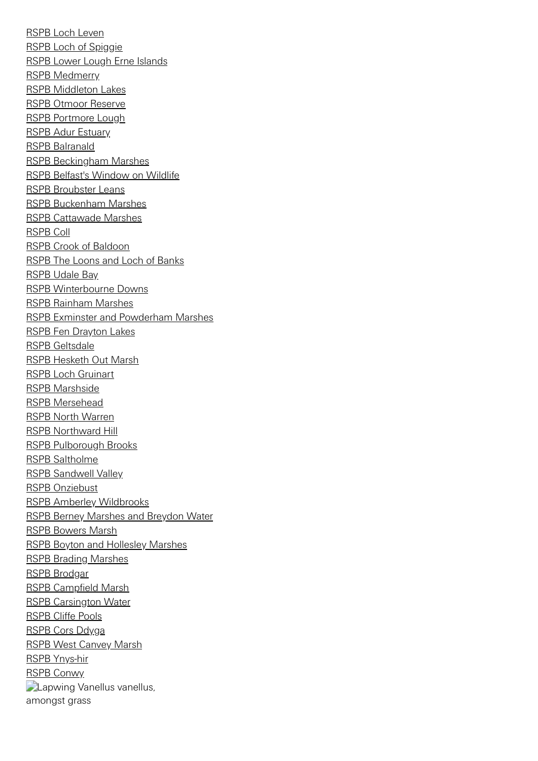RSPB Loch Leven
RSPB Loch of Spiggie
RSPB Lower Lough Erne Islands
RSPB Medmerry
RSPB Middleton Lakes
RSPB Otmoor Reserve
RSPB Portmore Lough
RSPB Adur Estuary
RSPB Balranald
RSPB Beckingham Marshes
RSPB Belfast's Window on Wildlife
RSPB Broubster Leans
RSPB Buckenham Marshes
RSPB Cattawade Marshes
RSPB Coll
RSPB Crook of Baldoon
RSPB The Loons and Loch of Banks
RSPB Udale Bay
RSPB Winterbourne Downs
RSPB Rainham Marshes
RSPB Exminster and Powderham Marshes
RSPB Fen Drayton Lakes
RSPB Geltsdale
RSPB Hesketh Out Marsh
RSPB Loch Gruinart
RSPB Marshside
RSPB Mersehead
RSPB North Warren
RSPB Northward Hill
RSPB Pulborough Brooks
RSPB Saltholme
RSPB Sandwell Valley
RSPB Onziebust
RSPB Amberley Wildbrooks
RSPB Berney Marshes and Breydon Water
RSPB Bowers Marsh
RSPB Boyton and Hollesley Marshes
RSPB Brading Marshes
RSPB Brodgar
RSPB Campfield Marsh
RSPB Carsington Water
RSPB Cliffe Pools
RSPB Cors Ddyga
RSPB West Canvey Marsh
RSPB Ynys-hir
RSPB Conwy

Lapwing Vanellus vanellus, amongst grass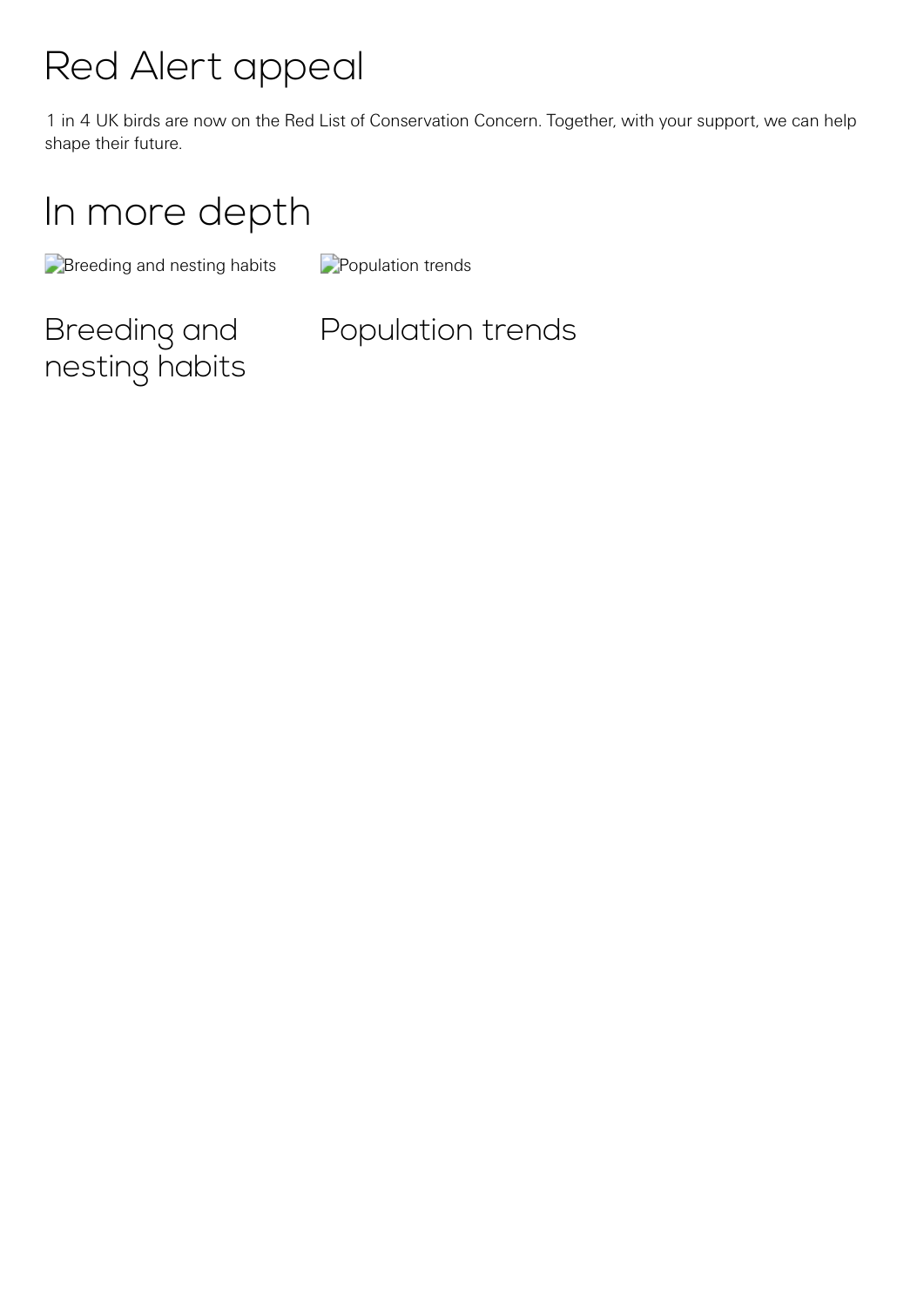# Red Alert appeal

1 in 4 UK birds are now on the Red List of Conservation Concern. Together, with your support, we can help shape their future.

# In more depth

Breeding and nesting habits

Population trends

## Breeding and nesting habits

## Population trends